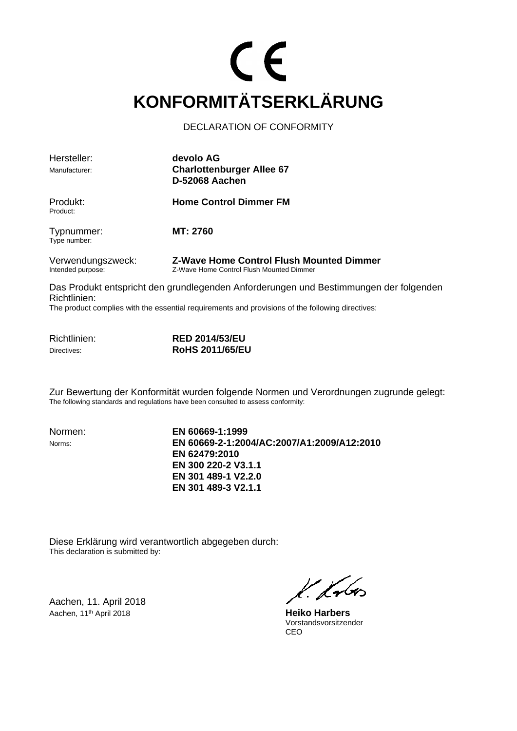CE

# KONFORMITÄTSERKLÄRUNG

DECLARATION OF CONFORMITY

| | |
|---|---|
| Hersteller: Manufacturer: | **devolo AG Charlottenburger Allee 67 D-52068 Aachen** |
| Produkt: Product: | **Home Control Dimmer FM** |
| Typnummer: Type number: | **MT: 2760** |
| Verwendungszweck: Intended purpose: | **Z-Wave Home Control Flush Mounted Dimmer** Z-Wave Home Control Flush Mounted Dimmer |

Das Produkt entspricht den grundlegenden Anforderungen und Bestimmungen der folgenden Richtlinien:
The product complies with the essential requirements and provisions of the following directives:

| | |
|---|---|
| Richtlinien: Directives: | **RED 2014/53/EU RoHS 2011/65/EU** |

Zur Bewertung der Konformität wurden folgende Normen und Verordnungen zugrunde gelegt:
The following standards and regulations have been consulted to assess conformity:

Normen:
Norms:

**EN 60669-1:1999**
**EN 60669-2-1:2004/AC:2007/A1:2009/A12:2010**
**EN 62479:2010**
**EN 300 220-2 V3.1.1**
**EN 301 489-1 V2.2.0**
**EN 301 489-3 V2.1.1**

Diese Erklärung wird verantwortlich abgegeben durch:
This declaration is submitted by:

Aachen, 11. April 2018
Aachen, 11th April 2018

**Heiko Harbers**
Vorstandsvorsitzender
CEO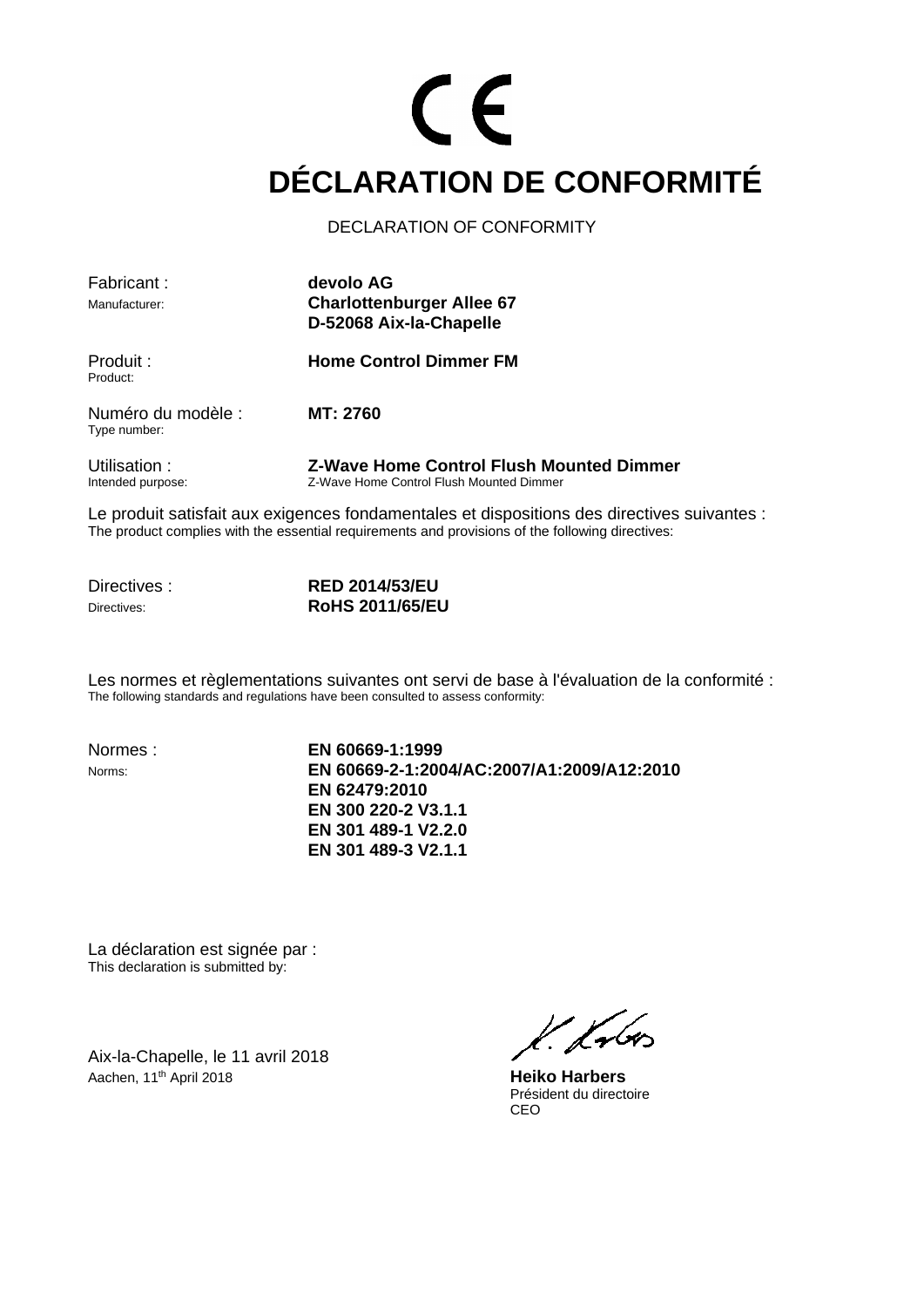CE

# DÉCLARATION DE CONFORMITÉ

DECLARATION OF CONFORMITY

| | |
|---|---|
| Fabricant :<br>Manufacturer: | **devolo AG**<br>**Charlottenburger Allee 67**<br>**D-52068 Aix-la-Chapelle** |
| Produit :<br>Product: | **Home Control Dimmer FM** |
| Numéro du modèle :<br>Type number: | **MT: 2760** |
| Utilisation :<br>Intended purpose: | **Z-Wave Home Control Flush Mounted Dimmer**<br>Z-Wave Home Control Flush Mounted Dimmer |

Le produit satisfait aux exigences fondamentales et dispositions des directives suivantes :
The product complies with the essential requirements and provisions of the following directives:

| | |
|---|---|
| Directives :<br>Directives: | **RED 2014/53/EU**<br>**RoHS 2011/65/EU** |

Les normes et règlementations suivantes ont servi de base à l'évaluation de la conformité :
The following standards and regulations have been consulted to assess conformity:

| | |
|---|---|
| Normes :<br>Norms: | **EN 60669-1:1999**<br>**EN 60669-2-1:2004/AC:2007/A1:2009/A12:2010**<br>**EN 62479:2010**<br>**EN 300 220-2 V3.1.1**<br>**EN 301 489-1 V2.2.0**<br>**EN 301 489-3 V2.1.1** |

La déclaration est signée par :
This declaration is submitted by:

Aix-la-Chapelle, le 11 avril 2018
Aachen, 11th April 2018

**Heiko Harbers**
Président du directoire
CEO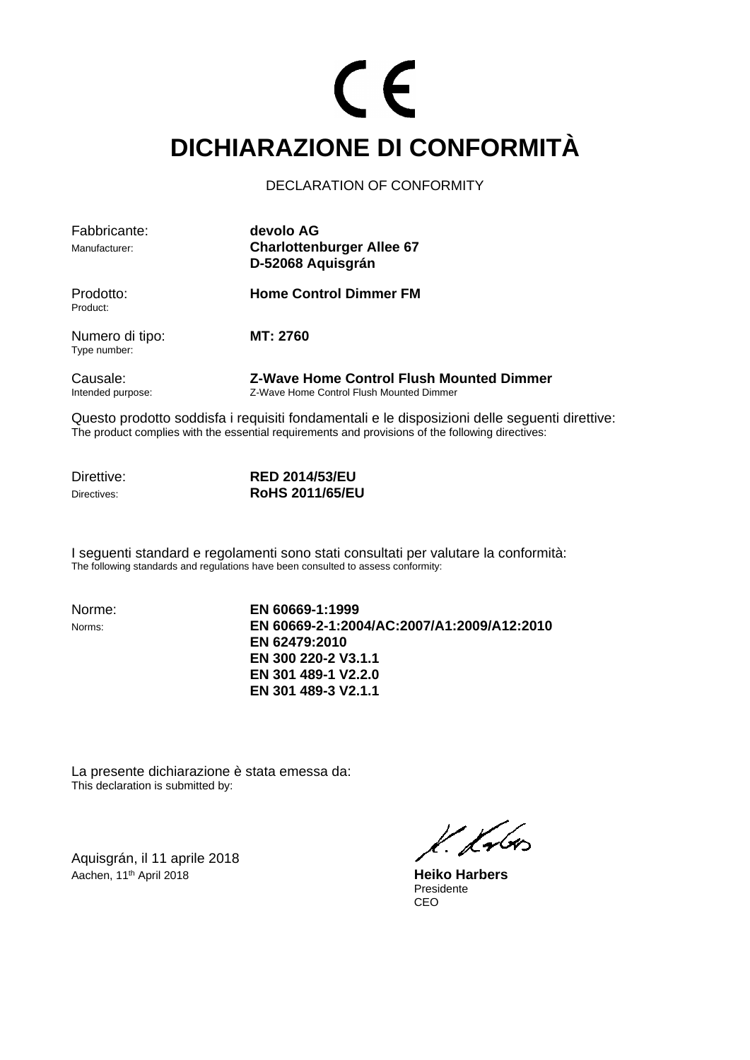CE

# DICHIARAZIONE DI CONFORMITÀ

DECLARATION OF CONFORMITY

Fabbricante: **devolo AG**
Manufacturer: **Charlottenburger Allee 67**
**D-52068 Aquisgrán**

Prodotto: **Home Control Dimmer FM**
Product:

Numero di tipo: **MT: 2760**
Type number:

Causale: **Z-Wave Home Control Flush Mounted Dimmer**
Intended purpose: Z-Wave Home Control Flush Mounted Dimmer

Questo prodotto soddisfa i requisiti fondamentali e le disposizioni delle seguenti direttive:
The product complies with the essential requirements and provisions of the following directives:

Direttive: **RED 2014/53/EU**
Directives: **RoHS 2011/65/EU**

I seguenti standard e regolamenti sono stati consultati per valutare la conformità:
The following standards and regulations have been consulted to assess conformity:

Norme: **EN 60669-1:1999**
Norms: **EN 60669-2-1:2004/AC:2007/A1:2009/A12:2010**
**EN 62479:2010**
**EN 300 220-2 V3.1.1**
**EN 301 489-1 V2.2.0**
**EN 301 489-3 V2.1.1**

La presente dichiarazione è stata emessa da:
This declaration is submitted by:

Aquisgrán, il 11 aprile 2018
Aachen, 11th April 2018

**Heiko Harbers**
Presidente
CEO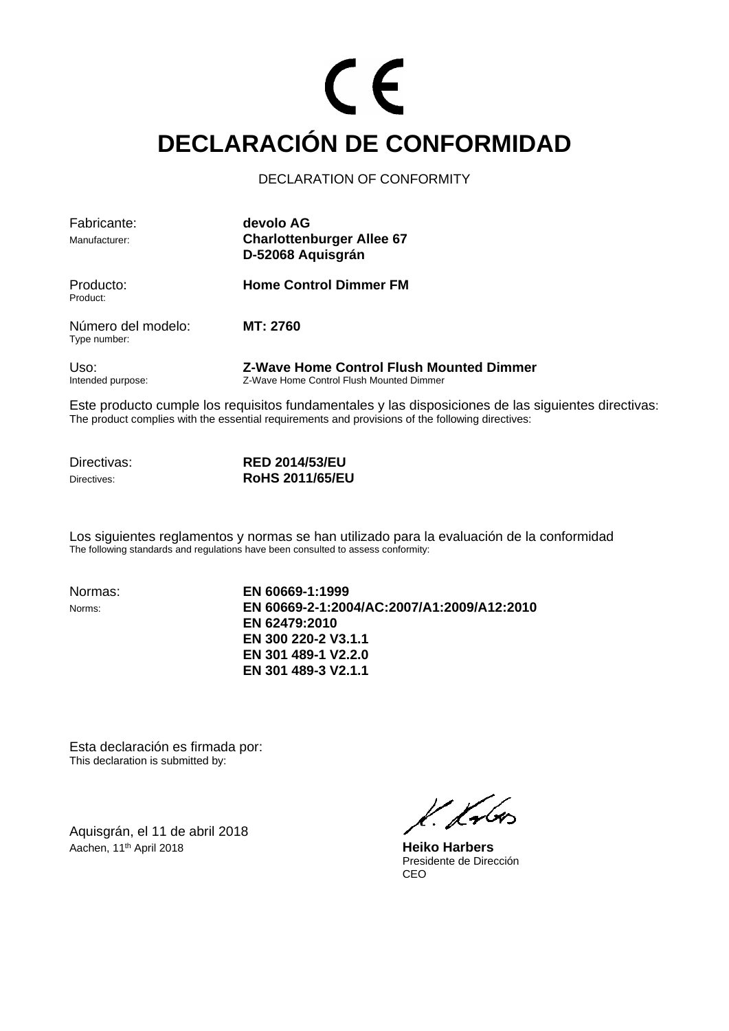CE

# DECLARACIÓN DE CONFORMIDAD

DECLARATION OF CONFORMITY

| | |
|---|---|
| Fabricante:<br>Manufacturer: | **devolo AG**<br>**Charlottenburger Allee 67**<br>**D-52068 Aquisgrán** |
| Producto:<br>Product: | **Home Control Dimmer FM** |
| Número del modelo:<br>Type number: | **MT: 2760** |
| Uso:<br>Intended purpose: | **Z-Wave Home Control Flush Mounted Dimmer**<br>Z-Wave Home Control Flush Mounted Dimmer |

Este producto cumple los requisitos fundamentales y las disposiciones de las siguientes directivas:
The product complies with the essential requirements and provisions of the following directives:

| | |
|---|---|
| Directivas:<br>Directives: | **RED 2014/53/EU**<br>**RoHS 2011/65/EU** |

Los siguientes reglamentos y normas se han utilizado para la evaluación de la conformidad
The following standards and regulations have been consulted to assess conformity:

| | |
|---|---|
| Normas:<br>Norms: | **EN 60669-1:1999**<br>**EN 60669-2-1:2004/AC:2007/A1:2009/A12:2010**<br>**EN 62479:2010**<br>**EN 300 220-2 V3.1.1**<br>**EN 301 489-1 V2.2.0**<br>**EN 301 489-3 V2.1.1** |

Esta declaración es firmada por:
This declaration is submitted by:

Aquisgrán, el 11 de abril 2018
Aachen, 11th April 2018

**Heiko Harbers**
Presidente de Dirección
CEO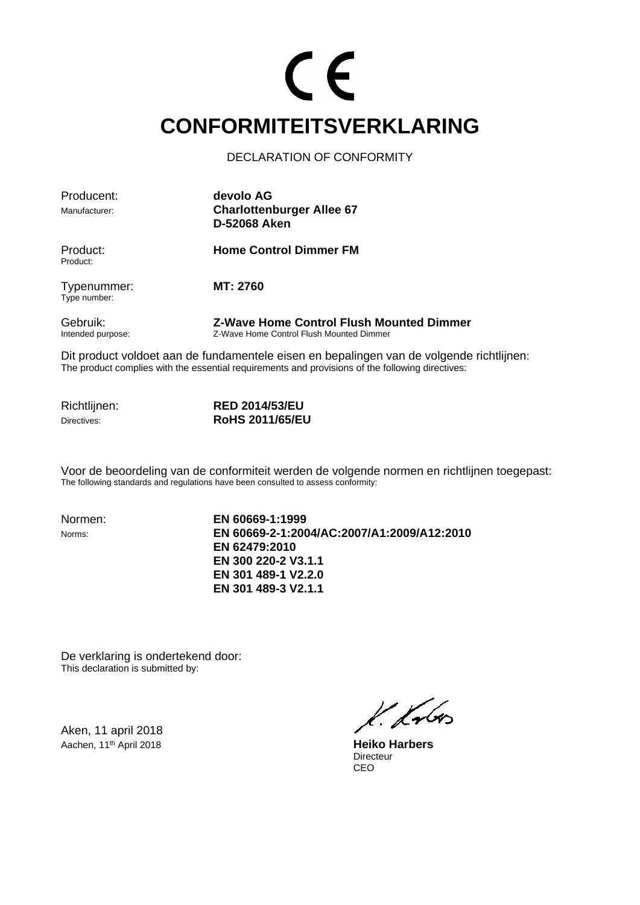CE

# CONFORMITEITSVERKLARING

DECLARATION OF CONFORMITY

Producent:
Manufacturer:

**devolo AG**
**Charlottenburger Allee 67**
**D-52068 Aken**

Product:
Product:

**Home Control Dimmer FM**

Typenummer:
Type number:

**MT: 2760**

Gebruik:
Intended purpose:

**Z-Wave Home Control Flush Mounted Dimmer**
Z-Wave Home Control Flush Mounted Dimmer

Dit product voldoet aan de fundamentele eisen en bepalingen van de volgende richtlijnen:
The product complies with the essential requirements and provisions of the following directives:

Richtlijnen:
Directives:

**RED 2014/53/EU**
**RoHS 2011/65/EU**

Voor de beoordeling van de conformiteit werden de volgende normen en richtlijnen toegepast:
The following standards and regulations have been consulted to assess conformity:

Normen:
Norms:

**EN 60669-1:1999**
**EN 60669-2-1:2004/AC:2007/A1:2009/A12:2010**
**EN 62479:2010**
**EN 300 220-2 V3.1.1**
**EN 301 489-1 V2.2.0**
**EN 301 489-3 V2.1.1**

De verklaring is ondertekend door:
This declaration is submitted by:

Aken, 11 april 2018
Aachen, 11th April 2018

**Heiko Harbers**
Directeur
CEO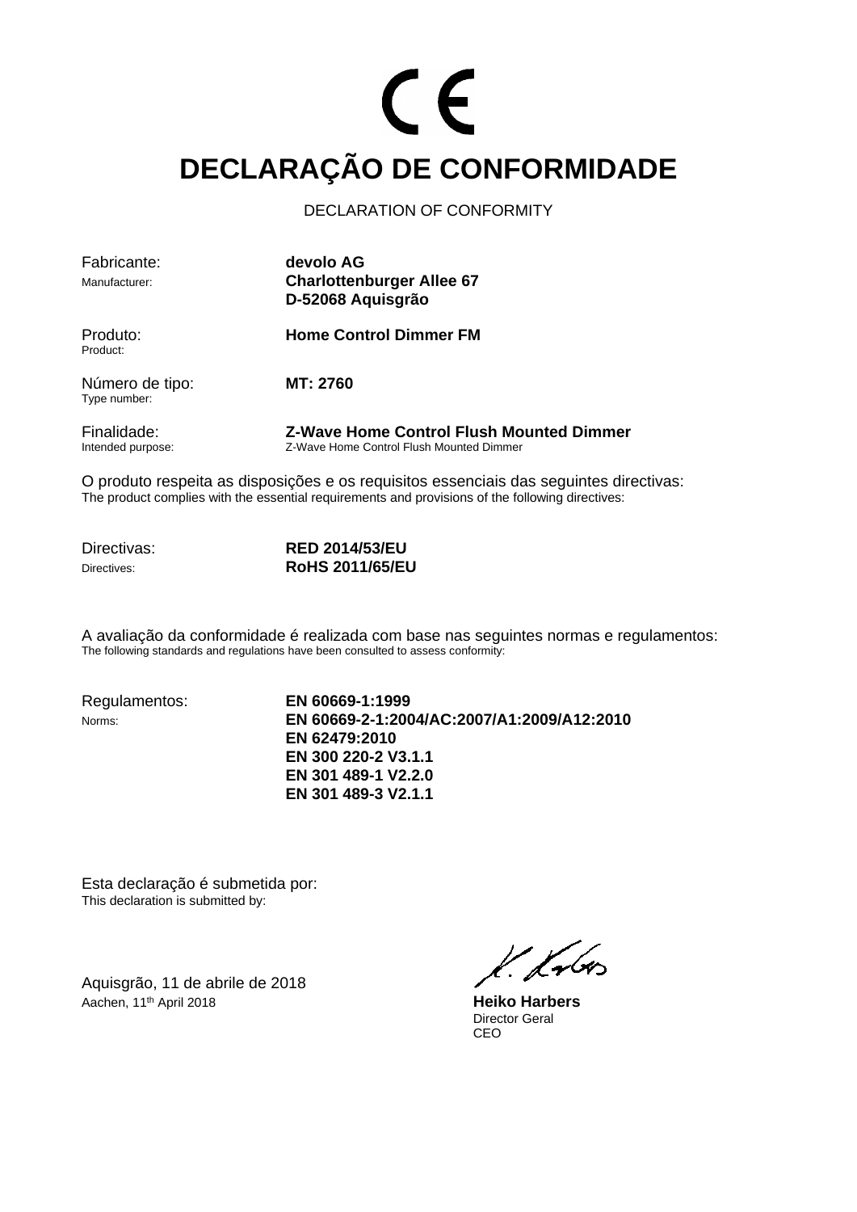CE

# DECLARAÇÃO DE CONFORMIDADE

DECLARATION OF CONFORMITY

Fabricante: **devolo AG**
Manufacturer: **Charlottenburger Allee 67**
**D-52068 Aquisgrão**

Produto: **Home Control Dimmer FM**
Product:

Número de tipo: **MT: 2760**
Type number:

Finalidade: **Z-Wave Home Control Flush Mounted Dimmer**
Intended purpose: Z-Wave Home Control Flush Mounted Dimmer

O produto respeita as disposições e os requisitos essenciais das seguintes directivas:
The product complies with the essential requirements and provisions of the following directives:

Directivas: **RED 2014/53/EU**
Directives: **RoHS 2011/65/EU**

A avaliação da conformidade é realizada com base nas seguintes normas e regulamentos:
The following standards and regulations have been consulted to assess conformity:

Regulamentos: **EN 60669-1:1999**
Norms: **EN 60669-2-1:2004/AC:2007/A1:2009/A12:2010**
**EN 62479:2010**
**EN 300 220-2 V3.1.1**
**EN 301 489-1 V2.2.0**
**EN 301 489-3 V2.1.1**

Esta declaração é submetida por:
This declaration is submitted by:

Aquisgrão, 11 de abrile de 2018
Aachen, 11th April 2018

**Heiko Harbers**
Director Geral
CEO